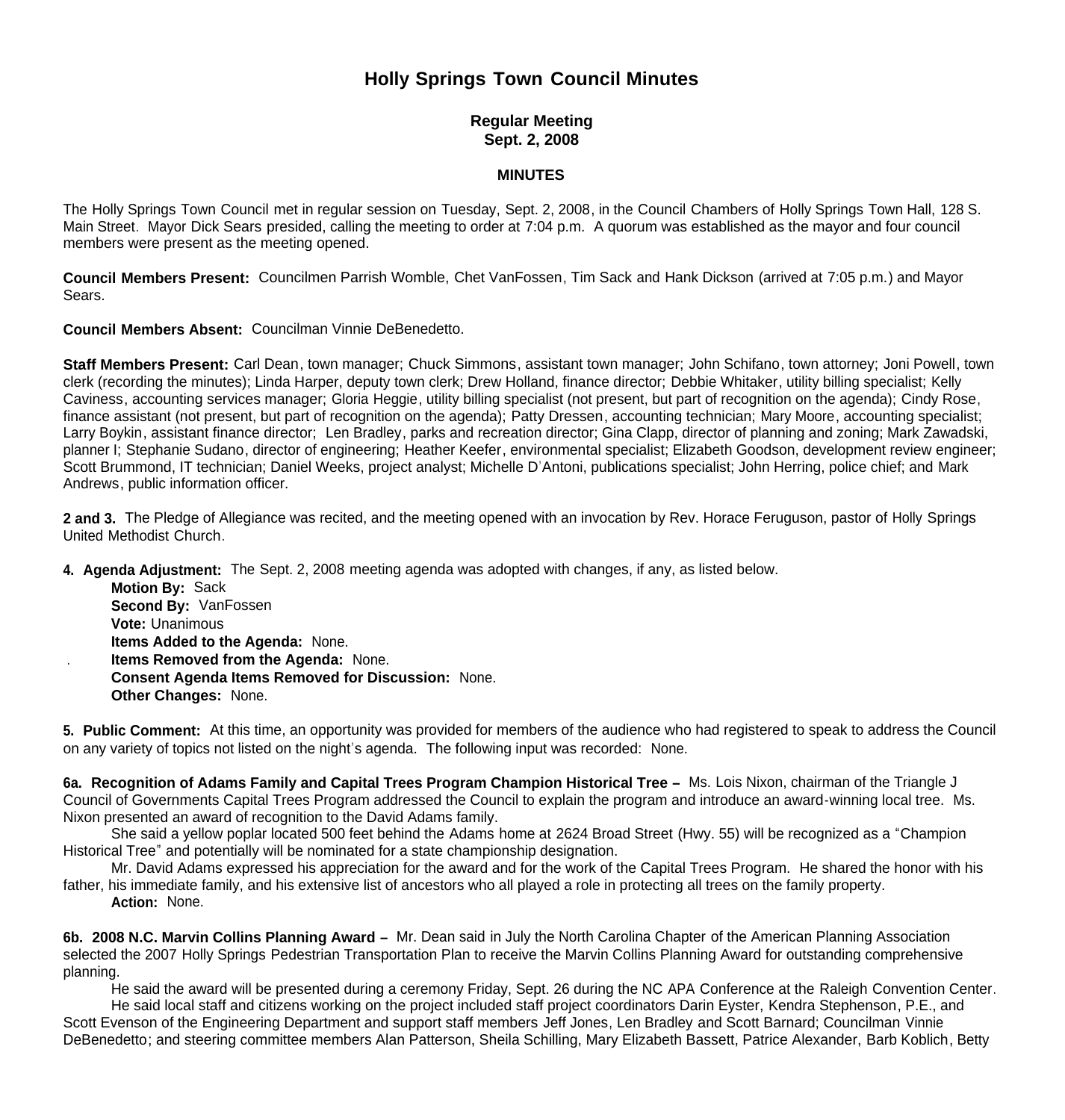# Holly Springs Town Council Minutes

**Regular Meeting**
**Sept. 2, 2008**

**MINUTES**

The Holly Springs Town Council met in regular session on Tuesday, Sept. 2, 2008, in the Council Chambers of Holly Springs Town Hall, 128 S. Main Street. Mayor Dick Sears presided, calling the meeting to order at 7:04 p.m. A quorum was established as the mayor and four council members were present as the meeting opened.

**Council Members Present:** Councilmen Parrish Womble, Chet VanFossen, Tim Sack and Hank Dickson (arrived at 7:05 p.m.) and Mayor Sears.

**Council Members Absent:** Councilman Vinnie DeBenedetto.

**Staff Members Present:** Carl Dean, town manager; Chuck Simmons, assistant town manager; John Schifano, town attorney; Joni Powell, town clerk (recording the minutes); Linda Harper, deputy town clerk; Drew Holland, finance director; Debbie Whitaker, utility billing specialist; Kelly Caviness, accounting services manager; Gloria Heggie, utility billing specialist (not present, but part of recognition on the agenda); Cindy Rose, finance assistant (not present, but part of recognition on the agenda); Patty Dressen, accounting technician; Mary Moore, accounting specialist; Larry Boykin, assistant finance director; Len Bradley, parks and recreation director; Gina Clapp, director of planning and zoning; Mark Zawadski, planner I; Stephanie Sudano, director of engineering; Heather Keefer, environmental specialist; Elizabeth Goodson, development review engineer; Scott Brummond, IT technician; Daniel Weeks, project analyst; Michelle D'Antoni, publications specialist; John Herring, police chief; and Mark Andrews, public information officer.

**2 and 3.** The Pledge of Allegiance was recited, and the meeting opened with an invocation by Rev. Horace Feruguson, pastor of Holly Springs United Methodist Church.

**4. Agenda Adjustment:** The Sept. 2, 2008 meeting agenda was adopted with changes, if any, as listed below.

**Motion By:** Sack
**Second By:** VanFossen
**Vote:** Unanimous
**Items Added to the Agenda:** None.
**Items Removed from the Agenda:** None.
**Consent Agenda Items Removed for Discussion:** None.
**Other Changes:** None.

**5. Public Comment:** At this time, an opportunity was provided for members of the audience who had registered to speak to address the Council on any variety of topics not listed on the night's agenda. The following input was recorded: None.

**6a. Recognition of Adams Family and Capital Trees Program Champion Historical Tree –** Ms. Lois Nixon, chairman of the Triangle J Council of Governments Capital Trees Program addressed the Council to explain the program and introduce an award-winning local tree. Ms. Nixon presented an award of recognition to the David Adams family.

She said a yellow poplar located 500 feet behind the Adams home at 2624 Broad Street (Hwy. 55) will be recognized as a "Champion Historical Tree" and potentially will be nominated for a state championship designation.

Mr. David Adams expressed his appreciation for the award and for the work of the Capital Trees Program. He shared the honor with his father, his immediate family, and his extensive list of ancestors who all played a role in protecting all trees on the family property.

**Action:** None.

**6b. 2008 N.C. Marvin Collins Planning Award –** Mr. Dean said in July the North Carolina Chapter of the American Planning Association selected the 2007 Holly Springs Pedestrian Transportation Plan to receive the Marvin Collins Planning Award for outstanding comprehensive planning.

He said the award will be presented during a ceremony Friday, Sept. 26 during the NC APA Conference at the Raleigh Convention Center.

He said local staff and citizens working on the project included staff project coordinators Darin Eyster, Kendra Stephenson, P.E., and Scott Evenson of the Engineering Department and support staff members Jeff Jones, Len Bradley and Scott Barnard; Councilman Vinnie DeBenedetto; and steering committee members Alan Patterson, Sheila Schilling, Mary Elizabeth Bassett, Patrice Alexander, Barb Koblich, Betty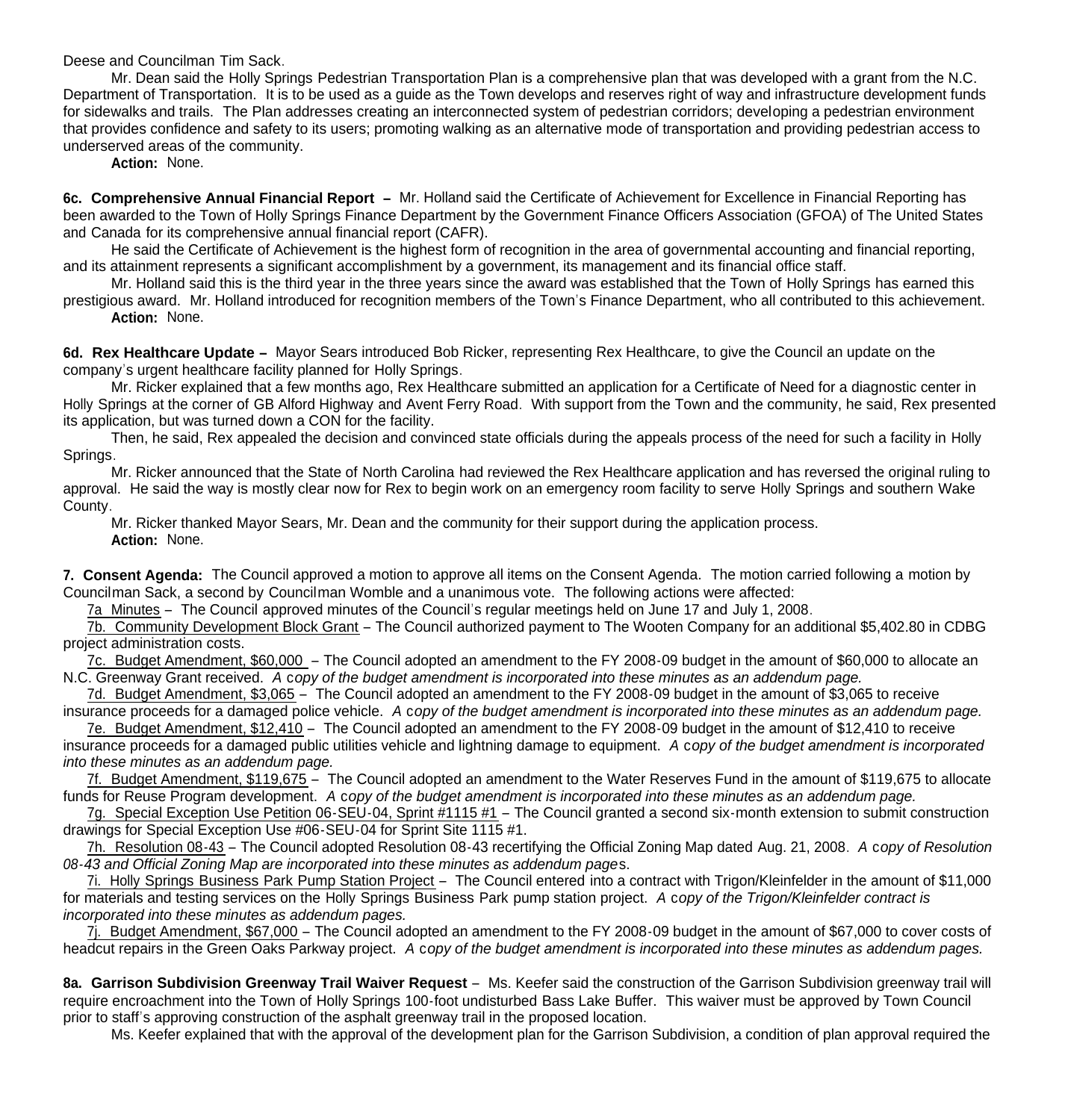Deese and Councilman Tim Sack.

Mr. Dean said the Holly Springs Pedestrian Transportation Plan is a comprehensive plan that was developed with a grant from the N.C. Department of Transportation. It is to be used as a guide as the Town develops and reserves right of way and infrastructure development funds for sidewalks and trails. The Plan addresses creating an interconnected system of pedestrian corridors; developing a pedestrian environment that provides confidence and safety to its users; promoting walking as an alternative mode of transportation and providing pedestrian access to underserved areas of the community.

**Action:** None.

**6c. Comprehensive Annual Financial Report –** Mr. Holland said the Certificate of Achievement for Excellence in Financial Reporting has been awarded to the Town of Holly Springs Finance Department by the Government Finance Officers Association (GFOA) of The United States and Canada for its comprehensive annual financial report (CAFR).

He said the Certificate of Achievement is the highest form of recognition in the area of governmental accounting and financial reporting, and its attainment represents a significant accomplishment by a government, its management and its financial office staff.

Mr. Holland said this is the third year in the three years since the award was established that the Town of Holly Springs has earned this prestigious award. Mr. Holland introduced for recognition members of the Town's Finance Department, who all contributed to this achievement.

**Action:** None.

**6d. Rex Healthcare Update –** Mayor Sears introduced Bob Ricker, representing Rex Healthcare, to give the Council an update on the company's urgent healthcare facility planned for Holly Springs.

Mr. Ricker explained that a few months ago, Rex Healthcare submitted an application for a Certificate of Need for a diagnostic center in Holly Springs at the corner of GB Alford Highway and Avent Ferry Road. With support from the Town and the community, he said, Rex presented its application, but was turned down a CON for the facility.

Then, he said, Rex appealed the decision and convinced state officials during the appeals process of the need for such a facility in Holly Springs.

Mr. Ricker announced that the State of North Carolina had reviewed the Rex Healthcare application and has reversed the original ruling to approval. He said the way is mostly clear now for Rex to begin work on an emergency room facility to serve Holly Springs and southern Wake County.

Mr. Ricker thanked Mayor Sears, Mr. Dean and the community for their support during the application process.

**Action:** None.

**7. Consent Agenda:** The Council approved a motion to approve all items on the Consent Agenda. The motion carried following a motion by Councilman Sack, a second by Councilman Womble and a unanimous vote. The following actions were affected:

7a Minutes – The Council approved minutes of the Council's regular meetings held on June 17 and July 1, 2008.

7b. Community Development Block Grant – The Council authorized payment to The Wooten Company for an additional $5,402.80 in CDBG project administration costs.

7c. Budget Amendment, $60,000 – The Council adopted an amendment to the FY 2008-09 budget in the amount of $60,000 to allocate an N.C. Greenway Grant received. *A copy of the budget amendment is incorporated into these minutes as an addendum page.*

7d. Budget Amendment, $3,065 – The Council adopted an amendment to the FY 2008-09 budget in the amount of $3,065 to receive insurance proceeds for a damaged police vehicle. *A copy of the budget amendment is incorporated into these minutes as an addendum page.*

7e. Budget Amendment, $12,410 – The Council adopted an amendment to the FY 2008-09 budget in the amount of $12,410 to receive insurance proceeds for a damaged public utilities vehicle and lightning damage to equipment. *A copy of the budget amendment is incorporated into these minutes as an addendum page.*

7f. Budget Amendment, $119,675 – The Council adopted an amendment to the Water Reserves Fund in the amount of $119,675 to allocate funds for Reuse Program development. *A copy of the budget amendment is incorporated into these minutes as an addendum page.*

7g. Special Exception Use Petition 06-SEU-04, Sprint #1115 #1 – The Council granted a second six-month extension to submit construction drawings for Special Exception Use #06-SEU-04 for Sprint Site 1115 #1.

7h. Resolution 08-43 – The Council adopted Resolution 08-43 recertifying the Official Zoning Map dated Aug. 21, 2008. *A copy of Resolution 08-43 and Official Zoning Map are incorporated into these minutes as addendum pages.*

7i. Holly Springs Business Park Pump Station Project – The Council entered into a contract with Trigon/Kleinfelder in the amount of $11,000 for materials and testing services on the Holly Springs Business Park pump station project. *A copy of the Trigon/Kleinfelder contract is incorporated into these minutes as addendum pages.*

7j. Budget Amendment, $67,000 – The Council adopted an amendment to the FY 2008-09 budget in the amount of $67,000 to cover costs of headcut repairs in the Green Oaks Parkway project. *A copy of the budget amendment is incorporated into these minutes as addendum pages.*

**8a. Garrison Subdivision Greenway Trail Waiver Request** – Ms. Keefer said the construction of the Garrison Subdivision greenway trail will require encroachment into the Town of Holly Springs 100-foot undisturbed Bass Lake Buffer. This waiver must be approved by Town Council prior to staff's approving construction of the asphalt greenway trail in the proposed location.

Ms. Keefer explained that with the approval of the development plan for the Garrison Subdivision, a condition of plan approval required the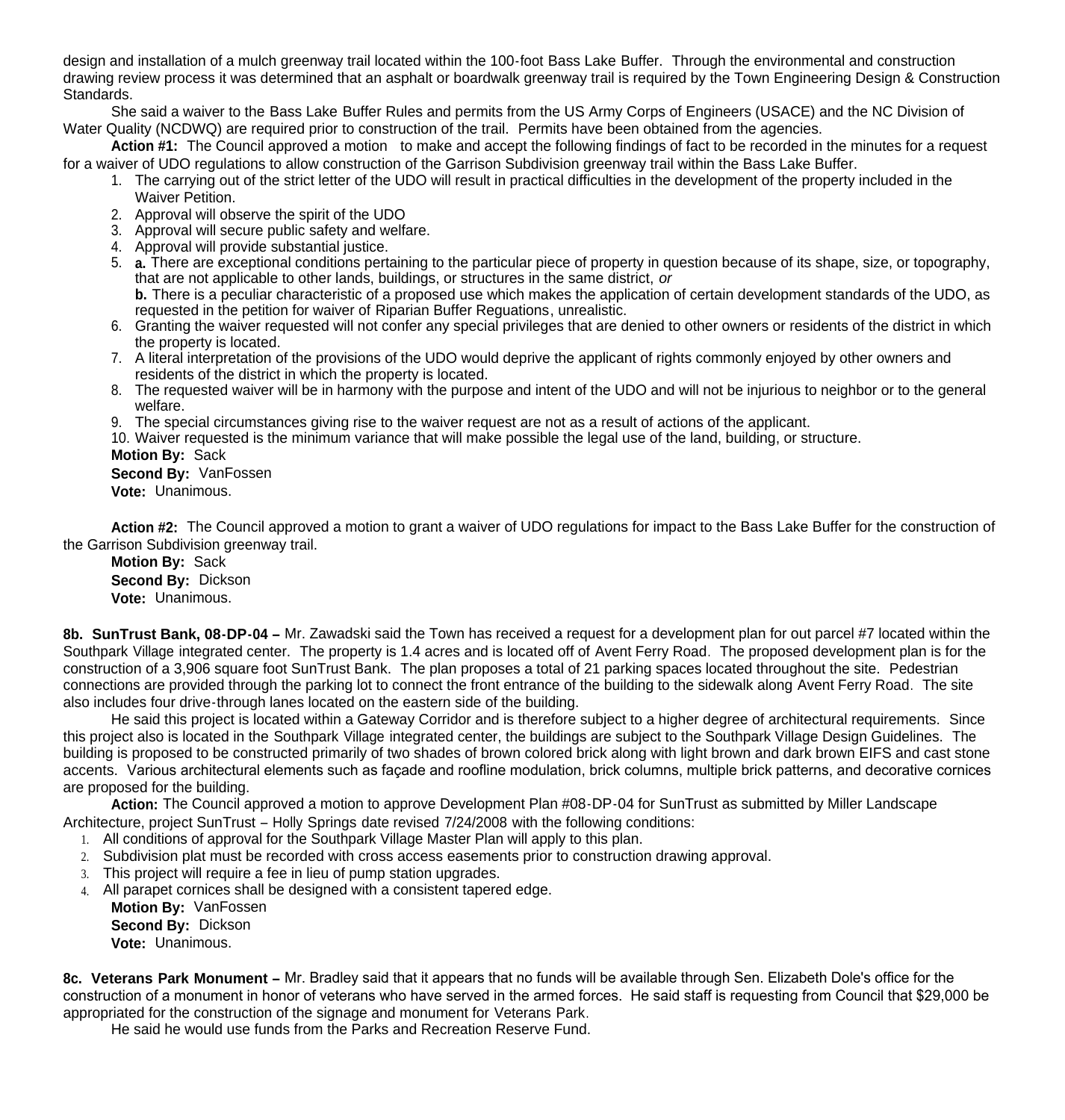design and installation of a mulch greenway trail located within the 100-foot Bass Lake Buffer. Through the environmental and construction drawing review process it was determined that an asphalt or boardwalk greenway trail is required by the Town Engineering Design & Construction Standards.

She said a waiver to the Bass Lake Buffer Rules and permits from the US Army Corps of Engineers (USACE) and the NC Division of Water Quality (NCDWQ) are required prior to construction of the trail. Permits have been obtained from the agencies.

**Action #1:** The Council approved a motion to make and accept the following findings of fact to be recorded in the minutes for a request for a waiver of UDO regulations to allow construction of the Garrison Subdivision greenway trail within the Bass Lake Buffer.

1. The carrying out of the strict letter of the UDO will result in practical difficulties in the development of the property included in the Waiver Petition.
2. Approval will observe the spirit of the UDO
3. Approval will secure public safety and welfare.
4. Approval will provide substantial justice.
5. **a.** There are exceptional conditions pertaining to the particular piece of property in question because of its shape, size, or topography, that are not applicable to other lands, buildings, or structures in the same district, *or*
   **b.** There is a peculiar characteristic of a proposed use which makes the application of certain development standards of the UDO, as requested in the petition for waiver of Riparian Buffer Reguations, unrealistic.
6. Granting the waiver requested will not confer any special privileges that are denied to other owners or residents of the district in which the property is located.
7. A literal interpretation of the provisions of the UDO would deprive the applicant of rights commonly enjoyed by other owners and residents of the district in which the property is located.
8. The requested waiver will be in harmony with the purpose and intent of the UDO and will not be injurious to neighbor or to the general welfare.
9. The special circumstances giving rise to the waiver request are not as a result of actions of the applicant.
10. Waiver requested is the minimum variance that will make possible the legal use of the land, building, or structure.

**Motion By:** Sack
**Second By:** VanFossen
**Vote:** Unanimous.

**Action #2:** The Council approved a motion to grant a waiver of UDO regulations for impact to the Bass Lake Buffer for the construction of the Garrison Subdivision greenway trail.

**Motion By:** Sack
**Second By:** Dickson
**Vote:** Unanimous.

**8b. SunTrust Bank, 08-DP-04 –** Mr. Zawadski said the Town has received a request for a development plan for out parcel #7 located within the Southpark Village integrated center. The property is 1.4 acres and is located off of Avent Ferry Road. The proposed development plan is for the construction of a 3,906 square foot SunTrust Bank. The plan proposes a total of 21 parking spaces located throughout the site. Pedestrian connections are provided through the parking lot to connect the front entrance of the building to the sidewalk along Avent Ferry Road. The site also includes four drive-through lanes located on the eastern side of the building.

He said this project is located within a Gateway Corridor and is therefore subject to a higher degree of architectural requirements. Since this project also is located in the Southpark Village integrated center, the buildings are subject to the Southpark Village Design Guidelines. The building is proposed to be constructed primarily of two shades of brown colored brick along with light brown and dark brown EIFS and cast stone accents. Various architectural elements such as façade and roofline modulation, brick columns, multiple brick patterns, and decorative cornices are proposed for the building.

**Action:** The Council approved a motion to approve Development Plan #08-DP-04 for SunTrust as submitted by Miller Landscape Architecture, project SunTrust – Holly Springs date revised 7/24/2008 with the following conditions:

1. All conditions of approval for the Southpark Village Master Plan will apply to this plan.
2. Subdivision plat must be recorded with cross access easements prior to construction drawing approval.
3. This project will require a fee in lieu of pump station upgrades.
4. All parapet cornices shall be designed with a consistent tapered edge.

**Motion By:** VanFossen
**Second By:** Dickson
**Vote:** Unanimous.

**8c. Veterans Park Monument –** Mr. Bradley said that it appears that no funds will be available through Sen. Elizabeth Dole's office for the construction of a monument in honor of veterans who have served in the armed forces. He said staff is requesting from Council that $29,000 be appropriated for the construction of the signage and monument for Veterans Park.

He said he would use funds from the Parks and Recreation Reserve Fund.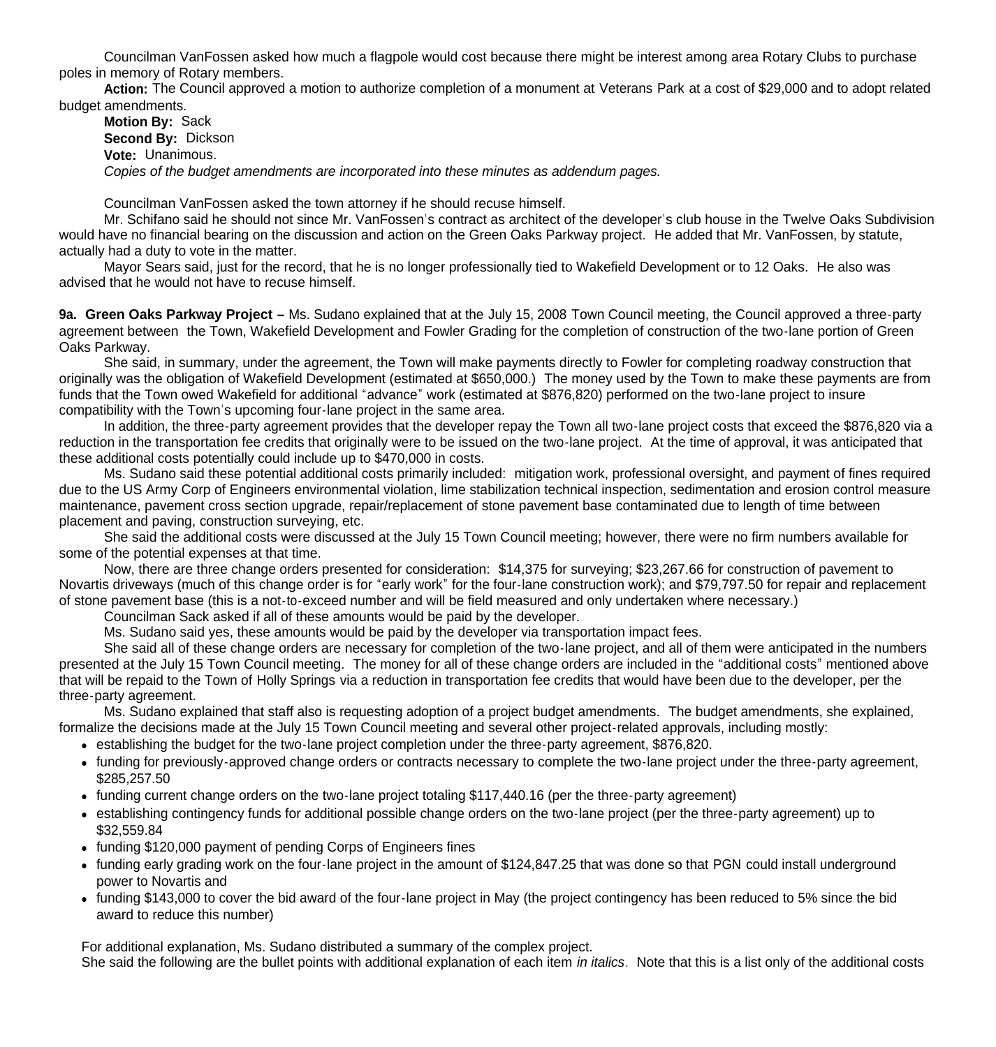Councilman VanFossen asked how much a flagpole would cost because there might be interest among area Rotary Clubs to purchase poles in memory of Rotary members.

**Action:** The Council approved a motion to authorize completion of a monument at Veterans Park at a cost of $29,000 and to adopt related budget amendments.

**Motion By:** Sack
**Second By:** Dickson
**Vote:** Unanimous.
*Copies of the budget amendments are incorporated into these minutes as addendum pages.*

Councilman VanFossen asked the town attorney if he should recuse himself.

Mr. Schifano said he should not since Mr. VanFossen's contract as architect of the developer's club house in the Twelve Oaks Subdivision would have no financial bearing on the discussion and action on the Green Oaks Parkway project. He added that Mr. VanFossen, by statute, actually had a duty to vote in the matter.

Mayor Sears said, just for the record, that he is no longer professionally tied to Wakefield Development or to 12 Oaks. He also was advised that he would not have to recuse himself.

**9a. Green Oaks Parkway Project –** Ms. Sudano explained that at the July 15, 2008 Town Council meeting, the Council approved a three-party agreement between the Town, Wakefield Development and Fowler Grading for the completion of construction of the two-lane portion of Green Oaks Parkway.

She said, in summary, under the agreement, the Town will make payments directly to Fowler for completing roadway construction that originally was the obligation of Wakefield Development (estimated at $650,000.) The money used by the Town to make these payments are from funds that the Town owed Wakefield for additional "advance" work (estimated at $876,820) performed on the two-lane project to insure compatibility with the Town's upcoming four-lane project in the same area.

In addition, the three-party agreement provides that the developer repay the Town all two-lane project costs that exceed the $876,820 via a reduction in the transportation fee credits that originally were to be issued on the two-lane project. At the time of approval, it was anticipated that these additional costs potentially could include up to $470,000 in costs.

Ms. Sudano said these potential additional costs primarily included: mitigation work, professional oversight, and payment of fines required due to the US Army Corp of Engineers environmental violation, lime stabilization technical inspection, sedimentation and erosion control measure maintenance, pavement cross section upgrade, repair/replacement of stone pavement base contaminated due to length of time between placement and paving, construction surveying, etc.

She said the additional costs were discussed at the July 15 Town Council meeting; however, there were no firm numbers available for some of the potential expenses at that time.

Now, there are three change orders presented for consideration: $14,375 for surveying; $23,267.66 for construction of pavement to Novartis driveways (much of this change order is for "early work" for the four-lane construction work); and $79,797.50 for repair and replacement of stone pavement base (this is a not-to-exceed number and will be field measured and only undertaken where necessary.)

Councilman Sack asked if all of these amounts would be paid by the developer.

Ms. Sudano said yes, these amounts would be paid by the developer via transportation impact fees.

She said all of these change orders are necessary for completion of the two-lane project, and all of them were anticipated in the numbers presented at the July 15 Town Council meeting. The money for all of these change orders are included in the "additional costs" mentioned above that will be repaid to the Town of Holly Springs via a reduction in transportation fee credits that would have been due to the developer, per the three-party agreement.

Ms. Sudano explained that staff also is requesting adoption of a project budget amendments. The budget amendments, she explained, formalize the decisions made at the July 15 Town Council meeting and several other project-related approvals, including mostly:

- establishing the budget for the two-lane project completion under the three-party agreement, $876,820.
- funding for previously-approved change orders or contracts necessary to complete the two-lane project under the three-party agreement, $285,257.50
- funding current change orders on the two-lane project totaling $117,440.16 (per the three-party agreement)
- establishing contingency funds for additional possible change orders on the two-lane project (per the three-party agreement) up to $32,559.84
- funding $120,000 payment of pending Corps of Engineers fines
- funding early grading work on the four-lane project in the amount of $124,847.25 that was done so that PGN could install underground power to Novartis and
- funding $143,000 to cover the bid award of the four-lane project in May (the project contingency has been reduced to 5% since the bid award to reduce this number)

For additional explanation, Ms. Sudano distributed a summary of the complex project.

She said the following are the bullet points with additional explanation of each item *in italics*. Note that this is a list only of the additional costs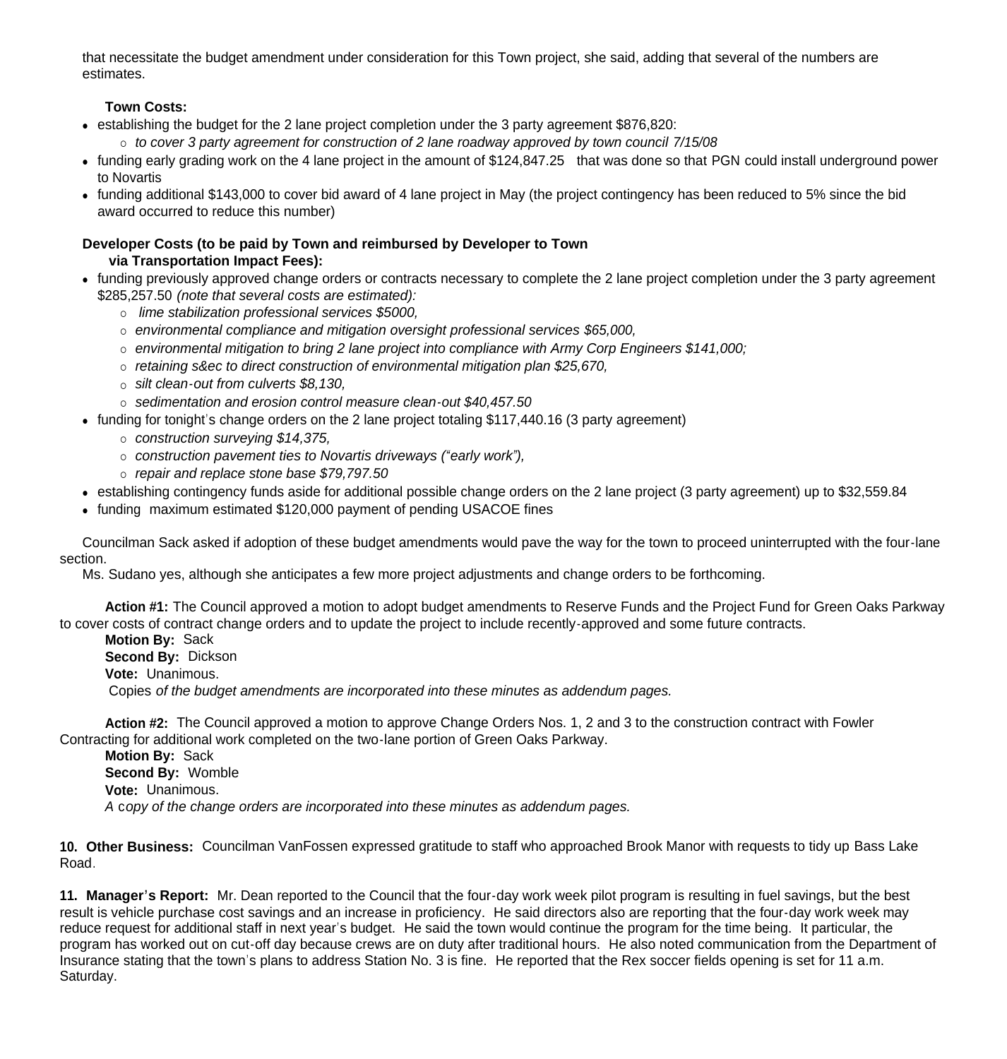that necessitate the budget amendment under consideration for this Town project, she said, adding that several of the numbers are estimates.

**Town Costs:**

- establishing the budget for the 2 lane project completion under the 3 party agreement $876,820:
  - *to cover 3 party agreement for construction of 2 lane roadway approved by town council 7/15/08*
- funding early grading work on the 4 lane project in the amount of $124,847.25 that was done so that PGN could install underground power to Novartis
- funding additional $143,000 to cover bid award of 4 lane project in May (the project contingency has been reduced to 5% since the bid award occurred to reduce this number)

**Developer Costs (to be paid by Town and reimbursed by Developer to Town via Transportation Impact Fees):**

- funding previously approved change orders or contracts necessary to complete the 2 lane project completion under the 3 party agreement $285,257.50 *(note that several costs are estimated):*
  - *lime stabilization professional services $5000,*
  - *environmental compliance and mitigation oversight professional services $65,000,*
  - *environmental mitigation to bring 2 lane project into compliance with Army Corp Engineers $141,000;*
  - *retaining s&ec to direct construction of environmental mitigation plan $25,670,*
  - *silt clean-out from culverts $8,130,*
  - *sedimentation and erosion control measure clean-out $40,457.50*
- funding for tonight's change orders on the 2 lane project totaling $117,440.16 (3 party agreement)
  - *construction surveying $14,375,*
  - *construction pavement ties to Novartis driveways ("early work"),*
  - *repair and replace stone base $79,797.50*
- establishing contingency funds aside for additional possible change orders on the 2 lane project (3 party agreement) up to $32,559.84
- funding maximum estimated $120,000 payment of pending USACOE fines

Councilman Sack asked if adoption of these budget amendments would pave the way for the town to proceed uninterrupted with the four-lane section.

Ms. Sudano yes, although she anticipates a few more project adjustments and change orders to be forthcoming.

**Action #1:** The Council approved a motion to adopt budget amendments to Reserve Funds and the Project Fund for Green Oaks Parkway to cover costs of contract change orders and to update the project to include recently-approved and some future contracts.

**Motion By:** Sack
**Second By:** Dickson
**Vote:** Unanimous.
Copies *of the budget amendments are incorporated into these minutes as addendum pages.*

**Action #2:** The Council approved a motion to approve Change Orders Nos. 1, 2 and 3 to the construction contract with Fowler Contracting for additional work completed on the two-lane portion of Green Oaks Parkway.

**Motion By:** Sack
**Second By:** Womble
**Vote:** Unanimous.
*A copy of the change orders are incorporated into these minutes as addendum pages.*

**10. Other Business:** Councilman VanFossen expressed gratitude to staff who approached Brook Manor with requests to tidy up Bass Lake Road.

**11. Manager's Report:** Mr. Dean reported to the Council that the four-day work week pilot program is resulting in fuel savings, but the best result is vehicle purchase cost savings and an increase in proficiency. He said directors also are reporting that the four-day work week may reduce request for additional staff in next year's budget. He said the town would continue the program for the time being. It particular, the program has worked out on cut-off day because crews are on duty after traditional hours. He also noted communication from the Department of Insurance stating that the town's plans to address Station No. 3 is fine. He reported that the Rex soccer fields opening is set for 11 a.m. Saturday.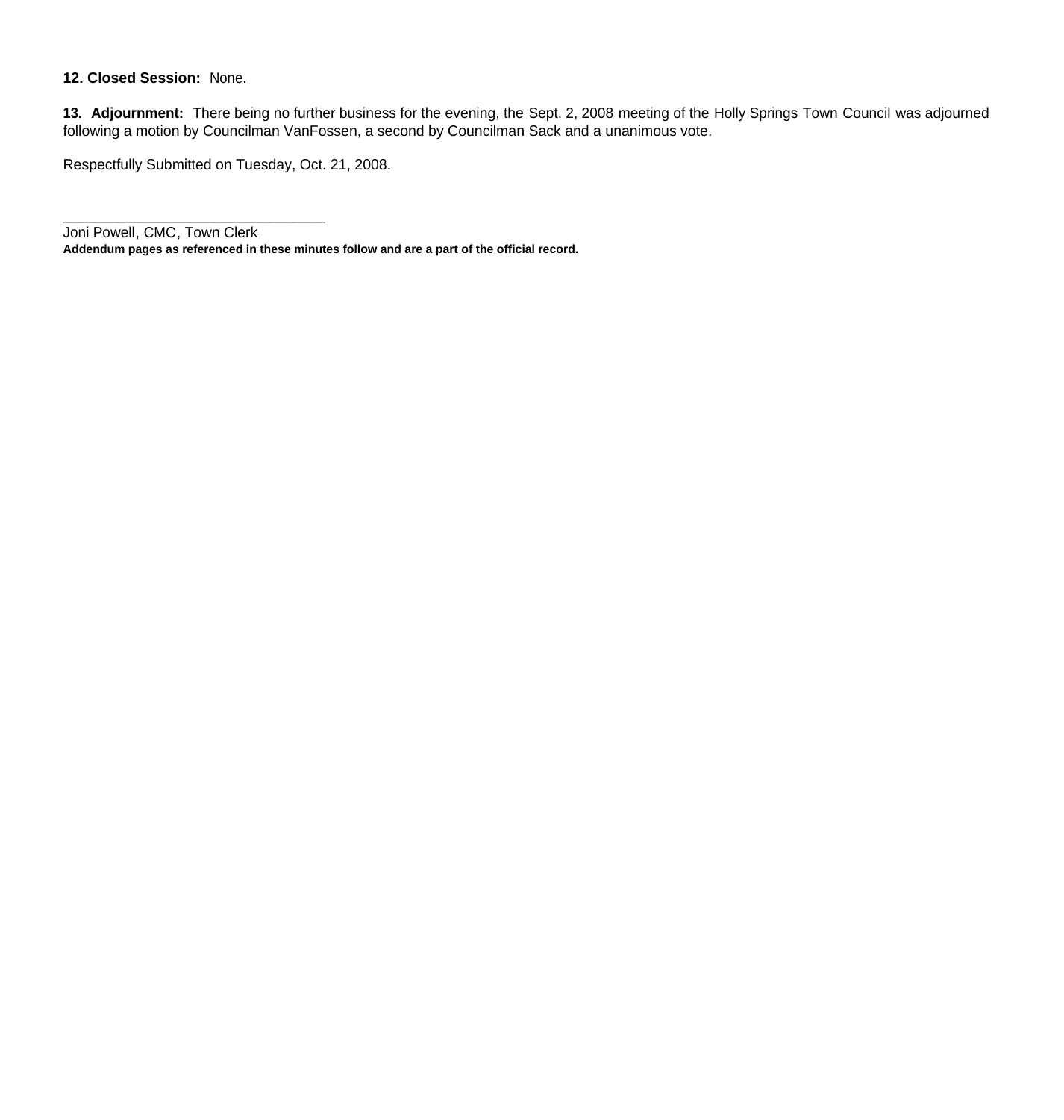**12. Closed Session:** None.

**13. Adjournment:** There being no further business for the evening, the Sept. 2, 2008 meeting of the Holly Springs Town Council was adjourned following a motion by Councilman VanFossen, a second by Councilman Sack and a unanimous vote.

Respectfully Submitted on Tuesday, Oct. 21, 2008.

\_\_\_\_\_\_\_\_\_\_\_\_\_\_\_\_\_\_\_\_\_\_\_\_\_\_\_\_\_\_\_\_

Joni Powell, CMC, Town Clerk

**Addendum pages as referenced in these minutes follow and are a part of the official record.**